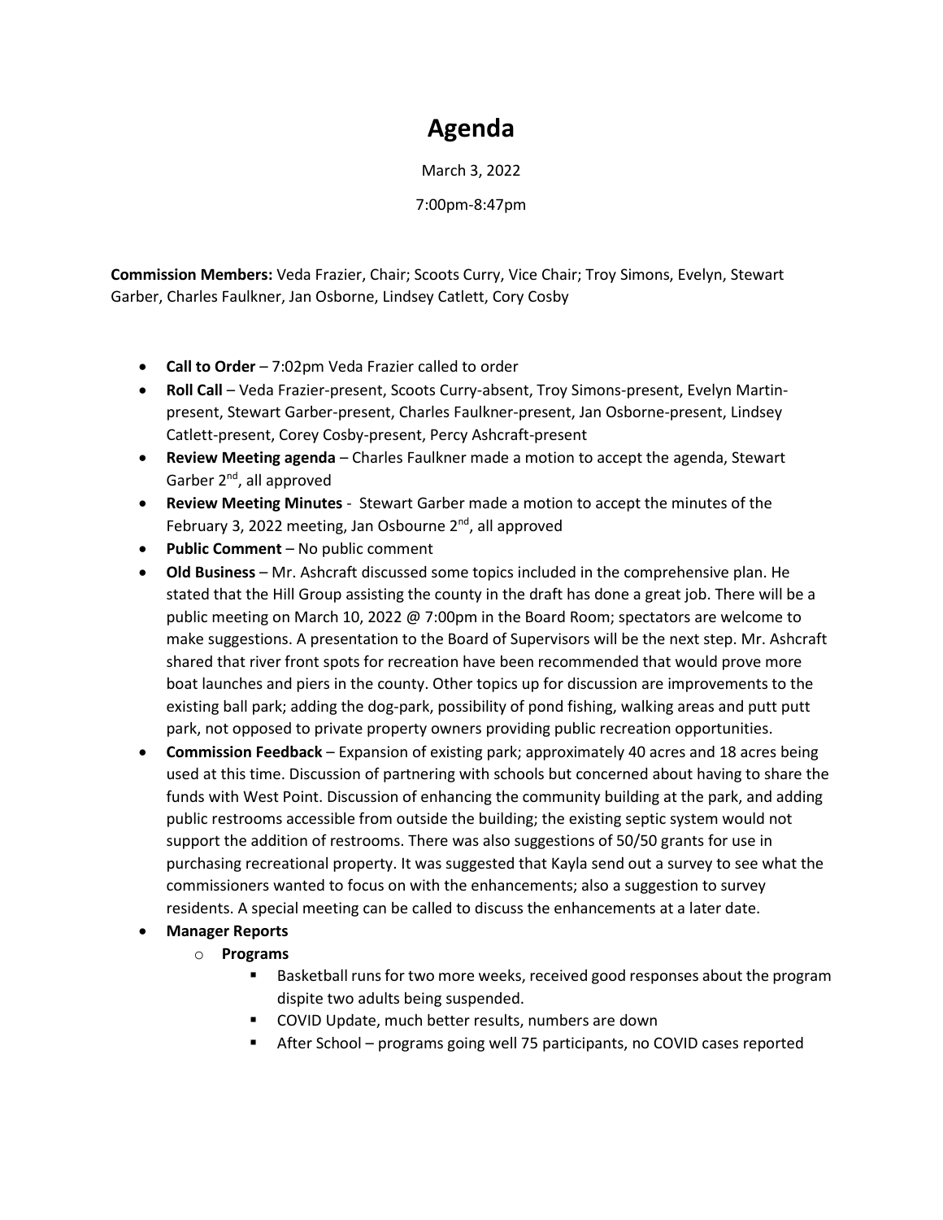# Agenda

March 3, 2022

7:00pm-8:47pm

**Commission Members:** Veda Frazier, Chair; Scoots Curry, Vice Chair; Troy Simons, Evelyn, Stewart Garber, Charles Faulkner, Jan Osborne, Lindsey Catlett, Cory Cosby

- **Call to Order** – 7:02pm Veda Frazier called to order
- **Roll Call** – Veda Frazier-present, Scoots Curry-absent, Troy Simons-present, Evelyn Martin-present, Stewart Garber-present, Charles Faulkner-present, Jan Osborne-present, Lindsey Catlett-present, Corey Cosby-present, Percy Ashcraft-present
- **Review Meeting agenda** – Charles Faulkner made a motion to accept the agenda, Stewart Garber 2nd, all approved
- **Review Meeting Minutes** - Stewart Garber made a motion to accept the minutes of the February 3, 2022 meeting, Jan Osbourne 2nd, all approved
- **Public Comment** – No public comment
- **Old Business** – Mr. Ashcraft discussed some topics included in the comprehensive plan. He stated that the Hill Group assisting the county in the draft has done a great job. There will be a public meeting on March 10, 2022 @ 7:00pm in the Board Room; spectators are welcome to make suggestions. A presentation to the Board of Supervisors will be the next step. Mr. Ashcraft shared that river front spots for recreation have been recommended that would prove more boat launches and piers in the county. Other topics up for discussion are improvements to the existing ball park; adding the dog-park, possibility of pond fishing, walking areas and putt putt park, not opposed to private property owners providing public recreation opportunities.
- **Commission Feedback** – Expansion of existing park; approximately 40 acres and 18 acres being used at this time. Discussion of partnering with schools but concerned about having to share the funds with West Point. Discussion of enhancing the community building at the park, and adding public restrooms accessible from outside the building; the existing septic system would not support the addition of restrooms. There was also suggestions of 50/50 grants for use in purchasing recreational property. It was suggested that Kayla send out a survey to see what the commissioners wanted to focus on with the enhancements; also a suggestion to survey residents. A special meeting can be called to discuss the enhancements at a later date.
- **Manager Reports**
  - **Programs**
    - Basketball runs for two more weeks, received good responses about the program dispite two adults being suspended.
    - COVID Update, much better results, numbers are down
    - After School – programs going well 75 participants, no COVID cases reported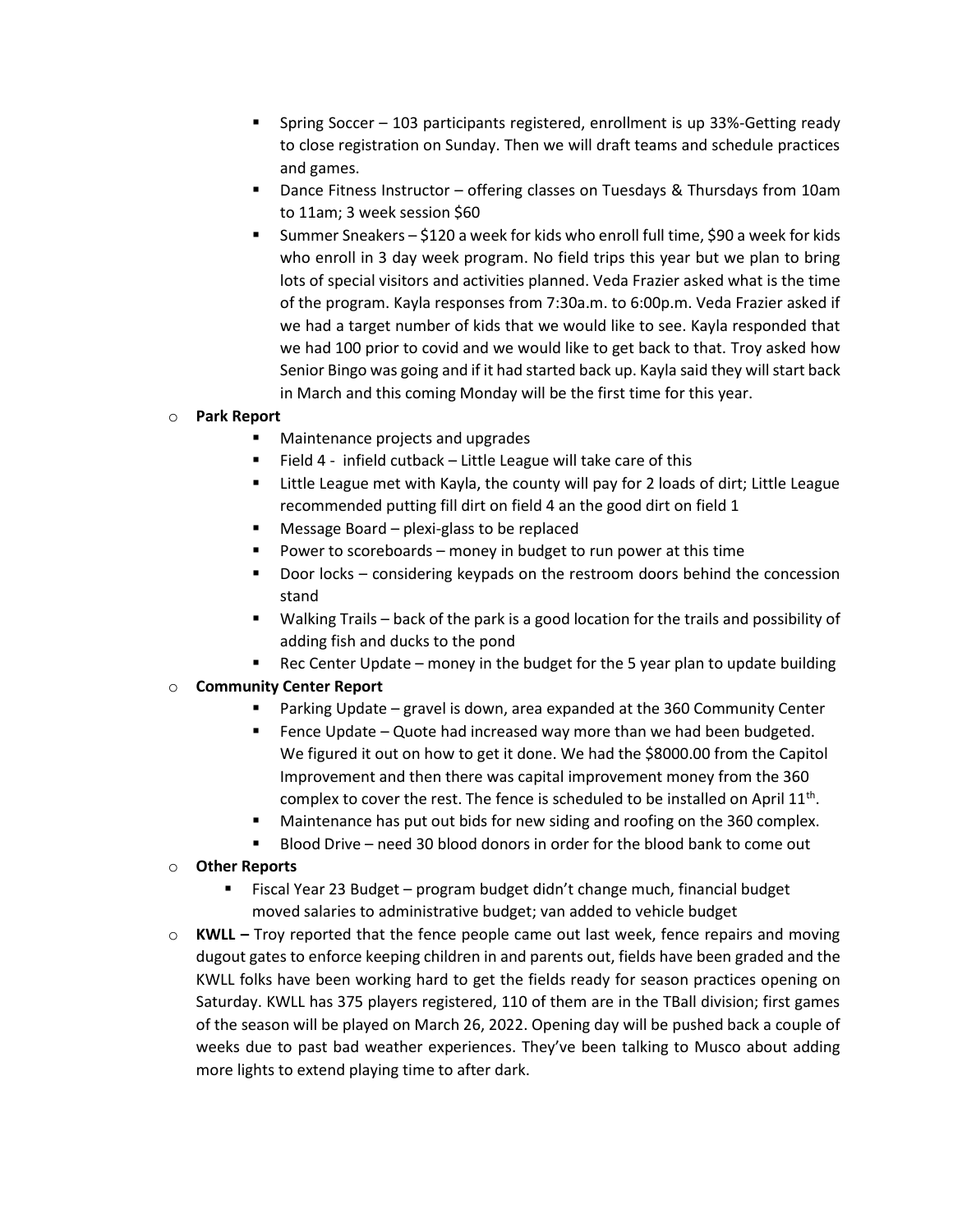- Spring Soccer – 103 participants registered, enrollment is up 33%-Getting ready to close registration on Sunday. Then we will draft teams and schedule practices and games.
    - Dance Fitness Instructor – offering classes on Tuesdays & Thursdays from 10am to 11am; 3 week session $60
    - Summer Sneakers – $120 a week for kids who enroll full time, $90 a week for kids who enroll in 3 day week program. No field trips this year but we plan to bring lots of special visitors and activities planned. Veda Frazier asked what is the time of the program. Kayla responses from 7:30a.m. to 6:00p.m. Veda Frazier asked if we had a target number of kids that we would like to see. Kayla responded that we had 100 prior to covid and we would like to get back to that. Troy asked how Senior Bingo was going and if it had started back up. Kayla said they will start back in March and this coming Monday will be the first time for this year.

- **Park Report**
    - Maintenance projects and upgrades
    - Field 4 - infield cutback – Little League will take care of this
    - Little League met with Kayla, the county will pay for 2 loads of dirt; Little League recommended putting fill dirt on field 4 an the good dirt on field 1
    - Message Board – plexi-glass to be replaced
    - Power to scoreboards – money in budget to run power at this time
    - Door locks – considering keypads on the restroom doors behind the concession stand
    - Walking Trails – back of the park is a good location for the trails and possibility of adding fish and ducks to the pond
    - Rec Center Update – money in the budget for the 5 year plan to update building

- **Community Center Report**
    - Parking Update – gravel is down, area expanded at the 360 Community Center
    - Fence Update – Quote had increased way more than we had been budgeted. We figured it out on how to get it done. We had the $8000.00 from the Capitol Improvement and then there was capital improvement money from the 360 complex to cover the rest. The fence is scheduled to be installed on April 11th.
    - Maintenance has put out bids for new siding and roofing on the 360 complex.
    - Blood Drive – need 30 blood donors in order for the blood bank to come out

- **Other Reports**
    - Fiscal Year 23 Budget – program budget didn't change much, financial budget moved salaries to administrative budget; van added to vehicle budget

- **KWLL –** Troy reported that the fence people came out last week, fence repairs and moving dugout gates to enforce keeping children in and parents out, fields have been graded and the KWLL folks have been working hard to get the fields ready for season practices opening on Saturday. KWLL has 375 players registered, 110 of them are in the TBall division; first games of the season will be played on March 26, 2022. Opening day will be pushed back a couple of weeks due to past bad weather experiences. They've been talking to Musco about adding more lights to extend playing time to after dark.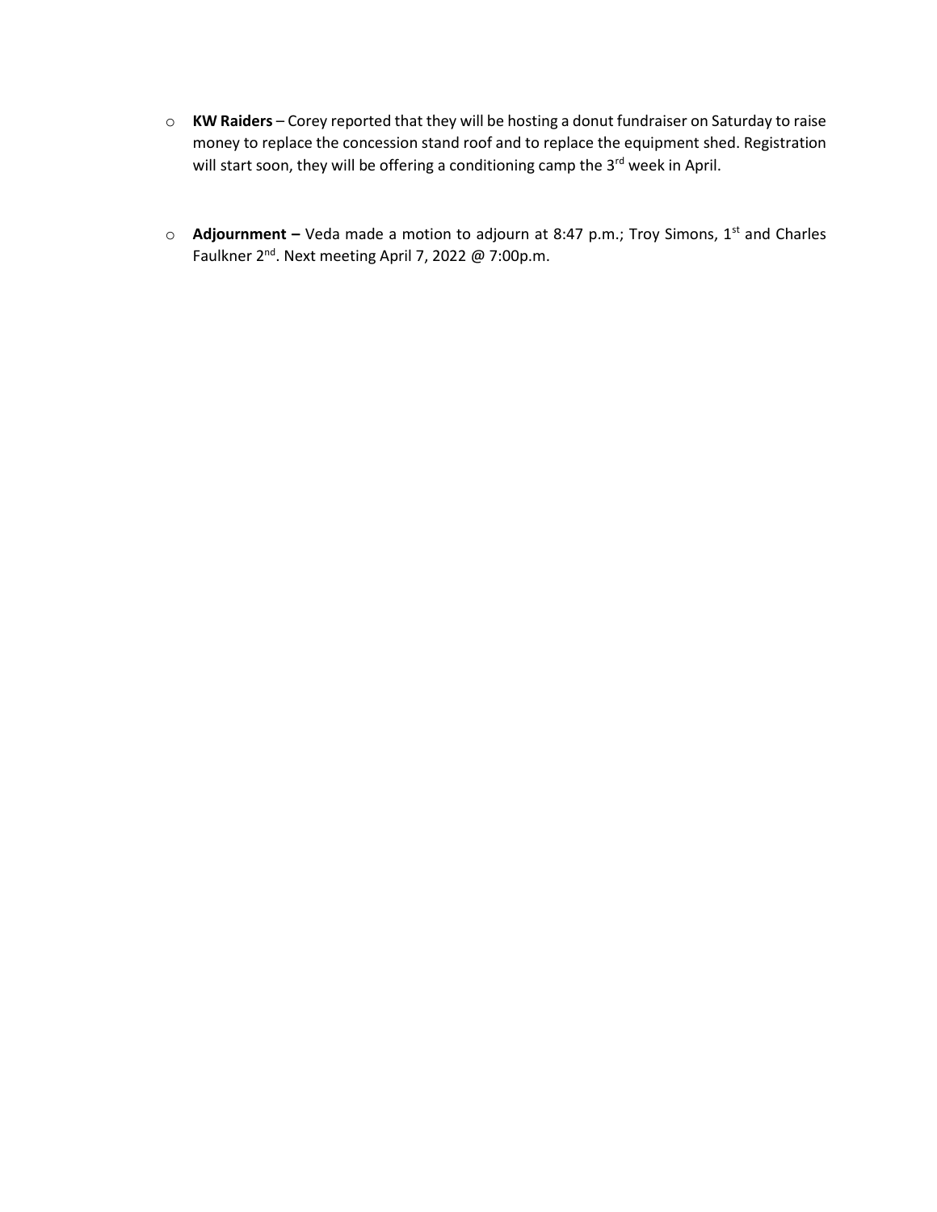- **KW Raiders** – Corey reported that they will be hosting a donut fundraiser on Saturday to raise money to replace the concession stand roof and to replace the equipment shed. Registration will start soon, they will be offering a conditioning camp the 3rd week in April.

- **Adjournment –** Veda made a motion to adjourn at 8:47 p.m.; Troy Simons, 1st and Charles Faulkner 2nd. Next meeting April 7, 2022 @ 7:00p.m.